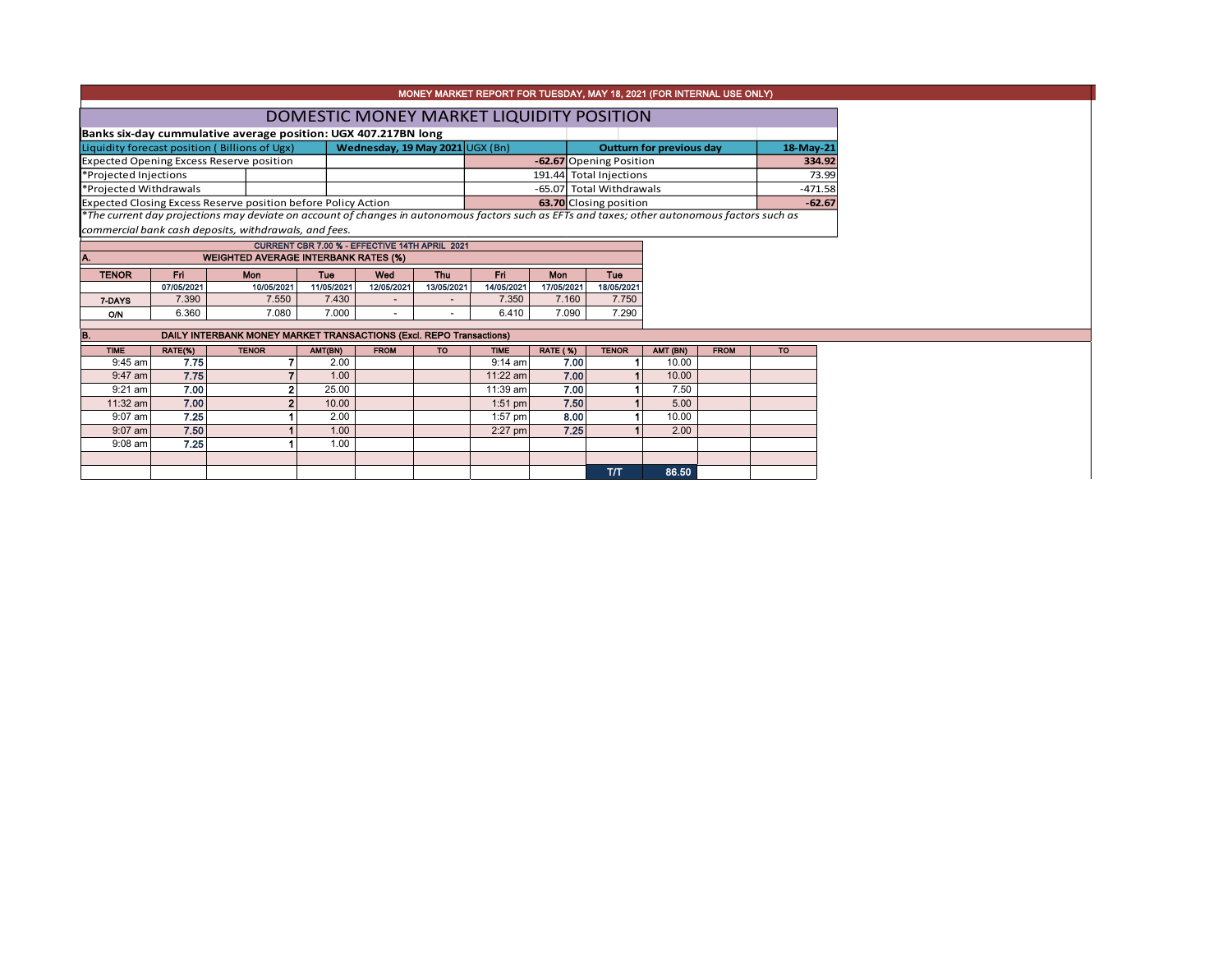MONEY MARKET REPORT FOR TUESDAY, MAY 18, 2021 (FOR INTERNAL USE ONLY)

# DOMESTIC MONEY MARKET LIQUIDITY POSITION

**Banks six-day cummulative average position: UGX 407.217BN long**

| Liquidity forecast position ( Billions of Ugx) | Wednesday, 19 May 2021 UGX (Bn) | Outturn for previous day | 18-May-21 |
|---|---|---|---|
| Expected Opening Excess Reserve position | **-62.67** | Opening Position | **334.92** |
| *Projected Injections | 191.44 | Total Injections | 73.99 |
| *Projected Withdrawals | -65.07 | Total Withdrawals | -471.58 |
| Expected Closing Excess Reserve position before Policy Action | **63.70** | Closing position | **-62.67** |

*\*The current day projections may deviate on account of changes in autonomous factors such as EFTs and taxes; other autonomous factors such as commercial bank cash deposits, withdrawals, and fees.*

CURRENT CBR 7.00 % - EFFECTIVE 14TH APRIL 2021

## A. WEIGHTED AVERAGE INTERBANK RATES (%)

| TENOR | Fri | Mon | Tue | Wed | Thu | Fri | Mon | Tue |
|---|---|---|---|---|---|---|---|---|
| | 07/05/2021 | 10/05/2021 | 11/05/2021 | 12/05/2021 | 13/05/2021 | 14/05/2021 | 17/05/2021 | 18/05/2021 |
| 7-DAYS | 7.390 | 7.550 | 7.430 | - | - | 7.350 | 7.160 | 7.750 |
| O/N | 6.360 | 7.080 | 7.000 | - | - | 6.410 | 7.090 | 7.290 |

## B. DAILY INTERBANK MONEY MARKET TRANSACTIONS (Excl. REPO Transactions)

| TIME | RATE(%) | TENOR | AMT(BN) | FROM | TO | TIME | RATE (%) | TENOR | AMT (BN) | FROM | TO |
|---|---|---|---|---|---|---|---|---|---|---|---|
| 9:45 am | **7.75** | 7 | 2.00 | | | 9:14 am | **7.00** | 1 | 10.00 | | |
| 9:47 am | **7.75** | 7 | 1.00 | | | 11:22 am | **7.00** | 1 | 10.00 | | |
| 9:21 am | **7.00** | 2 | 25.00 | | | 11:39 am | **7.00** | 1 | 7.50 | | |
| 11:32 am | **7.00** | 2 | 10.00 | | | 1:51 pm | **7.50** | 1 | 5.00 | | |
| 9:07 am | **7.25** | 1 | 2.00 | | | 1:57 pm | **8.00** | 1 | 10.00 | | |
| 9:07 am | **7.50** | 1 | 1.00 | | | 2:27 pm | **7.25** | 1 | 2.00 | | |
| 9:08 am | **7.25** | 1 | 1.00 | | | | | | | | |
| | | | | | | | | | | | |
| | | | | | | | | T/T | **86.50** | | |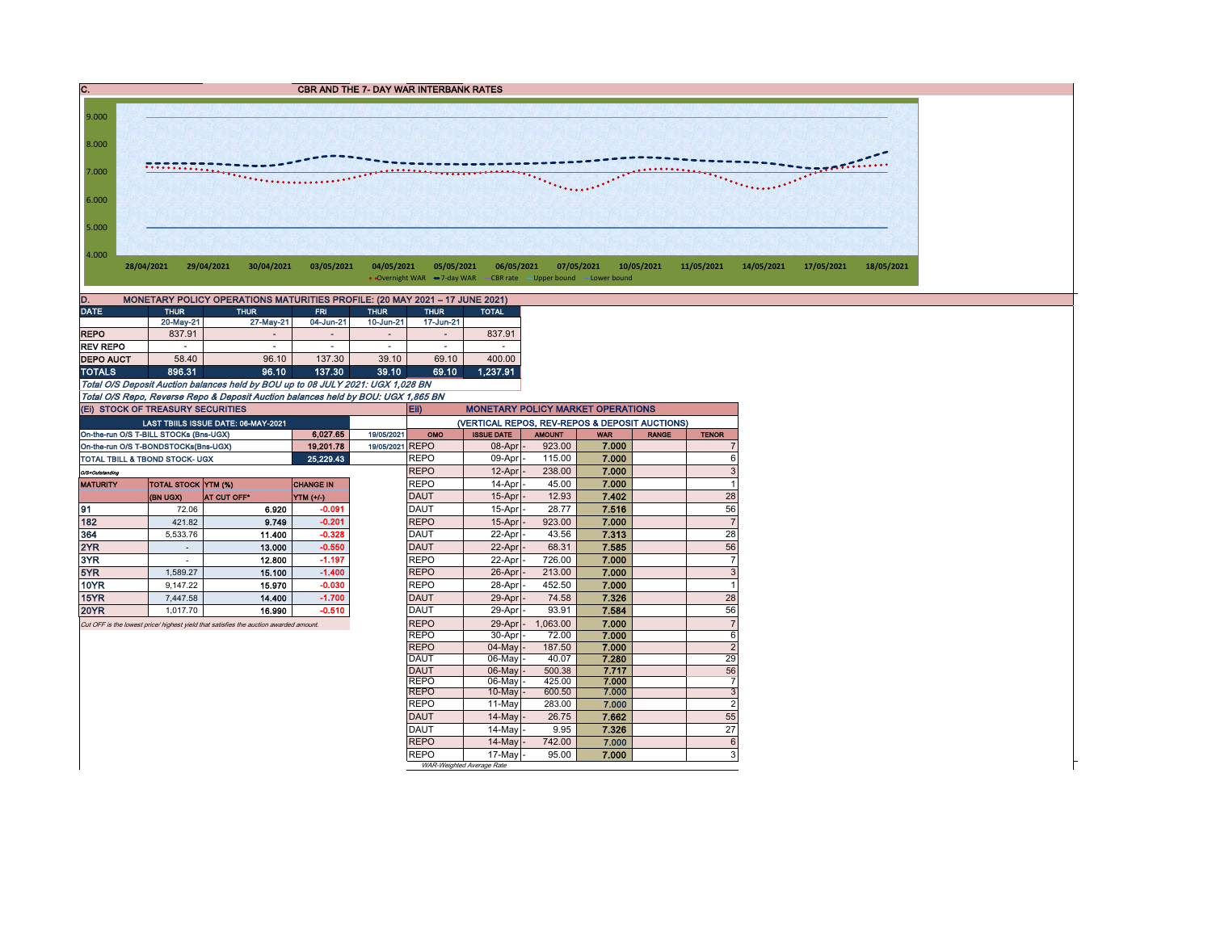## C. CBR AND THE 7- DAY WAR INTERBANK RATES

9.000
8.000
7.000
6.000
5.000
4.000

28/04/2021 29/04/2021 30/04/2021 03/05/2021 04/05/2021 05/05/2021 06/05/2021 07/05/2021 10/05/2021 11/05/2021 14/05/2021 17/05/2021 18/05/2021

Overnight WAR · 7-day WAR · CBR rate · Upper bound · Lower bound

## D. MONETARY POLICY OPERATIONS MATURITIES PROFILE: (20 MAY 2021 – 17 JUNE 2021)

| DATE | THUR | THUR | FRI | THUR | THUR | TOTAL |
|---|---|---|---|---|---|---|
| | 20-May-21 | 27-May-21 | 04-Jun-21 | 10-Jun-21 | 17-Jun-21 | |
| REPO | 837.91 | - | - | - | - | 837.91 |
| REV REPO | - | - | - | - | - | - |
| DEPO AUCT | 58.40 | 96.10 | 137.30 | 39.10 | 69.10 | 400.00 |
| TOTALS | 896.31 | 96.10 | 137.30 | 39.10 | 69.10 | 1,237.91 |

*Total O/S Deposit Auction balances held by BOU up to 08 JULY 2021: UGX 1,028 BN*

*Total O/S Repo, Reverse Repo & Deposit Auction balances held by BOU: UGX 1,865 BN*

## (Ei) STOCK OF TREASURY SECURITIES

| LAST TBIILS ISSUE DATE: 06-MAY-2021 | | |
|---|---|---|
| On-the-run O/S T-BILL STOCKs (Bns-UGX) | 6,027.65 | 19/05/2021 |
| On-the-run O/S T-BONDSTOCKs(Bns-UGX) | 19,201.78 | 19/05/2021 |
| TOTAL TBILL & TBOND STOCK- UGX | 25,229.43 | |

O/S=Outstanding

| MATURITY | TOTAL STOCK (BN UGX) | YTM (%) AT CUT OFF* | CHANGE IN YTM (+/-) |
|---|---|---|---|
| 91 | 72.06 | 6.920 | -0.091 |
| 182 | 421.82 | 9.749 | -0.201 |
| 364 | 5,533.76 | 11.400 | -0.328 |
| 2YR | - | 13.000 | -0.550 |
| 3YR | - | 12.800 | -1.197 |
| 5YR | 1,589.27 | 15.100 | -1.400 |
| 10YR | 9,147.22 | 15.970 | -0.030 |
| 15YR | 7,447.58 | 14.400 | -1.700 |
| 20YR | 1,017.70 | 16.990 | -0.510 |

*Cut OFF is the lowest price/ highest yield that satisfies the auction awarded amount.*

## Eii) MONETARY POLICY MARKET OPERATIONS

(VERTICAL REPOS, REV-REPOS & DEPOSIT AUCTIONS)

| OMO | ISSUE DATE | AMOUNT | WAR | RANGE | TENOR |
|---|---|---|---|---|---|
| REPO | 08-Apr | 923.00 | 7.000 | | 7 |
| REPO | 09-Apr | 115.00 | 7.000 | | 6 |
| REPO | 12-Apr | 238.00 | 7.000 | | 3 |
| REPO | 14-Apr | 45.00 | 7.000 | | 1 |
| DAUT | 15-Apr | 12.93 | 7.402 | | 28 |
| DAUT | 15-Apr | 28.77 | 7.516 | | 56 |
| REPO | 15-Apr | 923.00 | 7.000 | | 7 |
| DAUT | 22-Apr | 43.56 | 7.313 | | 28 |
| DAUT | 22-Apr | 68.31 | 7.585 | | 56 |
| REPO | 22-Apr | 726.00 | 7.000 | | 7 |
| REPO | 26-Apr | 213.00 | 7.000 | | 3 |
| REPO | 28-Apr | 452.50 | 7.000 | | 1 |
| DAUT | 29-Apr | 74.58 | 7.326 | | 28 |
| DAUT | 29-Apr | 93.91 | 7.584 | | 56 |
| REPO | 29-Apr | 1,063.00 | 7.000 | | 7 |
| REPO | 30-Apr | 72.00 | 7.000 | | 6 |
| REPO | 04-May | 187.50 | 7.000 | | 2 |
| DAUT | 06-May | 40.07 | 7.280 | | 29 |
| DAUT | 06-May | 500.38 | 7.717 | | 56 |
| REPO | 06-May | 425.00 | 7.000 | | 7 |
| REPO | 10-May | 600.50 | 7.000 | | 3 |
| REPO | 11-May | 283.00 | 7.000 | | 2 |
| DAUT | 14-May | 26.75 | 7.662 | | 55 |
| DAUT | 14-May | 9.95 | 7.326 | | 27 |
| REPO | 14-May | 742.00 | 7.000 | | 6 |
| REPO | 17-May | 95.00 | 7.000 | | 3 |

*WAR-Weighted Average Rate*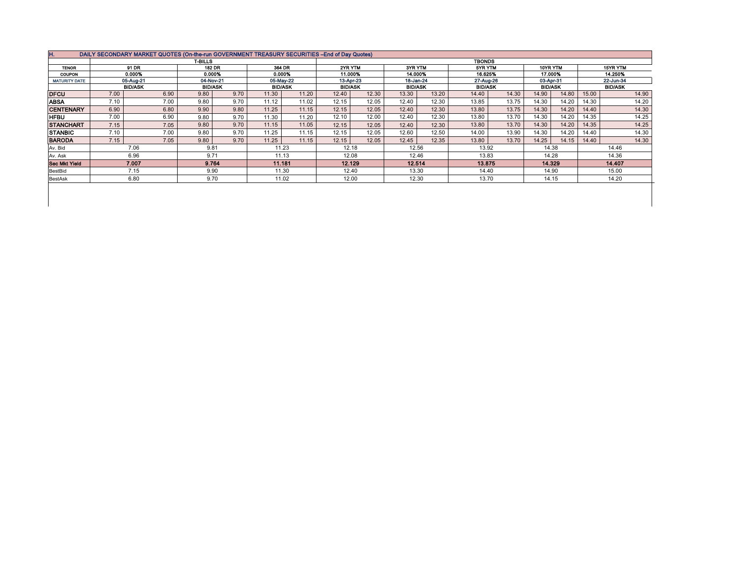| H. | DAILY SECONDARY MARKET QUOTES (On-the-run GOVERNMENT TREASURY SECURITIES –End of Day Quotes) | | | | | | | | | | | | | | | |
|---|---|---|---|---|---|---|---|---|---|---|---|---|---|---|---|---|
| | T-BILLS | | | | | | TBONDS | | | | | | | | | |
| TENOR | 91 DR | | 182 DR | | 364 DR | | 2YR YTM | | 3YR YTM | | 5YR YTM | | 10YR YTM | | 15YR YTM | |
| COUPON | 0.000% | | 0.000% | | 0.000% | | 11.000% | | 14.000% | | 16.625% | | 17.000% | | 14.250% | |
| MATURITY DATE | 05-Aug-21 | | 04-Nov-21 | | 05-May-22 | | 13-Apr-23 | | 18-Jan-24 | | 27-Aug-26 | | 03-Apr-31 | | 22-Jun-34 | |
| | BID/ASK | | BID/ASK | | BID/ASK | | BID/ASK | | BID/ASK | | BID/ASK | | BID/ASK | | BID/ASK | |
| DFCU | 7.00 | 6.90 | 9.80 | 9.70 | 11.30 | 11.20 | 12.40 | 12.30 | 13.30 | 13.20 | 14.40 | 14.30 | 14.90 | 14.80 | 15.00 | 14.90 |
| ABSA | 7.10 | 7.00 | 9.80 | 9.70 | 11.12 | 11.02 | 12.15 | 12.05 | 12.40 | 12.30 | 13.85 | 13.75 | 14.30 | 14.20 | 14.30 | 14.20 |
| CENTENARY | 6.90 | 6.80 | 9.90 | 9.80 | 11.25 | 11.15 | 12.15 | 12.05 | 12.40 | 12.30 | 13.80 | 13.75 | 14.30 | 14.20 | 14.40 | 14.30 |
| HFBU | 7.00 | 6.90 | 9.80 | 9.70 | 11.30 | 11.20 | 12.10 | 12.00 | 12.40 | 12.30 | 13.80 | 13.70 | 14.30 | 14.20 | 14.35 | 14.25 |
| STANCHART | 7.15 | 7.05 | 9.80 | 9.70 | 11.15 | 11.05 | 12.15 | 12.05 | 12.40 | 12.30 | 13.80 | 13.70 | 14.30 | 14.20 | 14.35 | 14.25 |
| STANBIC | 7.10 | 7.00 | 9.80 | 9.70 | 11.25 | 11.15 | 12.15 | 12.05 | 12.60 | 12.50 | 14.00 | 13.90 | 14.30 | 14.20 | 14.40 | 14.30 |
| BARODA | 7.15 | 7.05 | 9.80 | 9.70 | 11.25 | 11.15 | 12.15 | 12.05 | 12.45 | 12.35 | 13.80 | 13.70 | 14.25 | 14.15 | 14.40 | 14.30 |
| Av. Bid | 7.06 | | 9.81 | | 11.23 | | 12.18 | | 12.56 | | 13.92 | | 14.38 | | 14.46 | |
| Av. Ask | 6.96 | | 9.71 | | 11.13 | | 12.08 | | 12.46 | | 13.83 | | 14.28 | | 14.36 | |
| Sec Mkt Yield | 7.007 | | 9.764 | | 11.181 | | 12.129 | | 12.514 | | 13.875 | | 14.329 | | 14.407 | |
| BestBid | 7.15 | | 9.90 | | 11.30 | | 12.40 | | 13.30 | | 14.40 | | 14.90 | | 15.00 | |
| BestAsk | 6.80 | | 9.70 | | 11.02 | | 12.00 | | 12.30 | | 13.70 | | 14.15 | | 14.20 | |